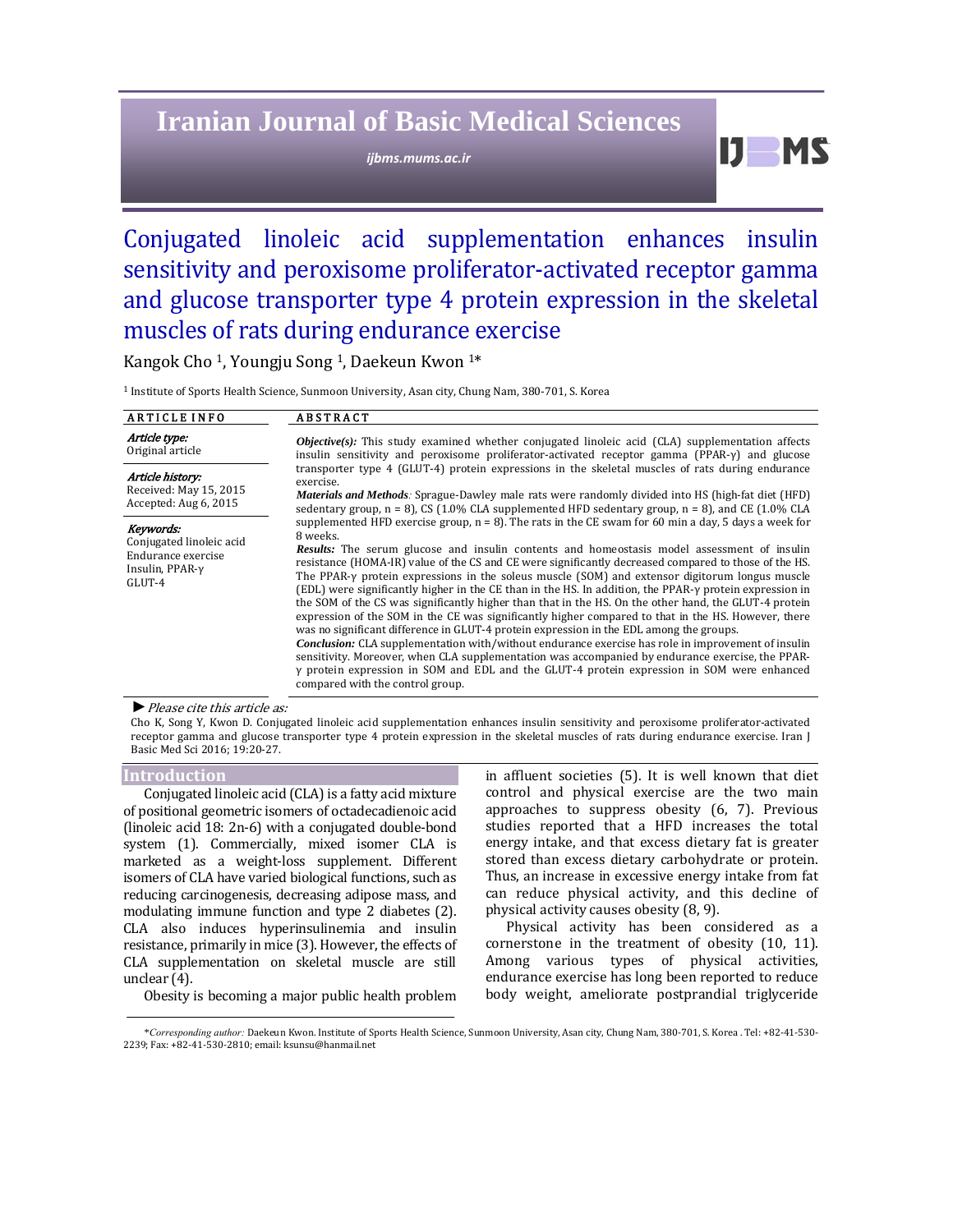# Conjugated linoleic acid supplementation enhances insulin sensitivity and peroxisome proliferator-activated receptor gamma and glucose transporter type 4 protein expression in the skeletal muscles of rats during endurance exercise

Kangok Cho [1], Youngju Song [1], Daekeun Kwon [1]*

[1] Institute of Sports Health Science, Sunmoon University, Asan city, Chung Nam, 380-701, S. Korea

**ARTICLE INFO**

*Article type:*
Original article

*Article history:*
Received: May 15, 2015
Accepted: Aug 6, 2015

*Keywords:*
Conjugated linoleic acid
Endurance exercise
Insulin, PPAR-γ
GLUT-4

**ABSTRACT**

***Objective(s):*** This study examined whether conjugated linoleic acid (CLA) supplementation affects insulin sensitivity and peroxisome proliferator-activated receptor gamma (PPAR-γ) and glucose transporter type 4 (GLUT-4) protein expressions in the skeletal muscles of rats during endurance exercise.

***Materials and Methods:*** Sprague-Dawley male rats were randomly divided into HS (high-fat diet (HFD) sedentary group, n = 8), CS (1.0% CLA supplemented HFD sedentary group, n = 8), and CE (1.0% CLA supplemented HFD exercise group, n = 8). The rats in the CE swam for 60 min a day, 5 days a week for 8 weeks.

***Results:*** The serum glucose and insulin contents and homeostasis model assessment of insulin resistance (HOMA-IR) value of the CS and CE were significantly decreased compared to those of the HS. The PPAR-γ protein expressions in the soleus muscle (SOM) and extensor digitorum longus muscle (EDL) were significantly higher in the CE than in the HS. In addition, the PPAR-γ protein expression in the SOM of the CS was significantly higher than that in the HS. On the other hand, the GLUT-4 protein expression of the SOM in the CE was significantly higher compared to that in the HS. However, there was no significant difference in GLUT-4 protein expression in the EDL among the groups.

***Conclusion:*** CLA supplementation with/without endurance exercise has role in improvement of insulin sensitivity. Moreover, when CLA supplementation was accompanied by endurance exercise, the PPAR-γ protein expression in SOM and EDL and the GLUT-4 protein expression in SOM were enhanced compared with the control group.

► *Please cite this article as:*

Cho K, Song Y, Kwon D. Conjugated linoleic acid supplementation enhances insulin sensitivity and peroxisome proliferator-activated receptor gamma and glucose transporter type 4 protein expression in the skeletal muscles of rats during endurance exercise. Iran J Basic Med Sci 2016; 19:20-27.

## Introduction

Conjugated linoleic acid (CLA) is a fatty acid mixture of positional geometric isomers of octadecadienoic acid (linoleic acid 18: 2n-6) with a conjugated double-bond system (1). Commercially, mixed isomer CLA is marketed as a weight-loss supplement. Different isomers of CLA have varied biological functions, such as reducing carcinogenesis, decreasing adipose mass, and modulating immune function and type 2 diabetes (2). CLA also induces hyperinsulinemia and insulin resistance, primarily in mice (3). However, the effects of CLA supplementation on skeletal muscle are still unclear (4).

Obesity is becoming a major public health problem in affluent societies (5). It is well known that diet control and physical exercise are the two main approaches to suppress obesity (6, 7). Previous studies reported that a HFD increases the total energy intake, and that excess dietary fat is greater stored than excess dietary carbohydrate or protein. Thus, an increase in excessive energy intake from fat can reduce physical activity, and this decline of physical activity causes obesity (8, 9).

Physical activity has been considered as a cornerstone in the treatment of obesity (10, 11). Among various types of physical activities, endurance exercise has long been reported to reduce body weight, ameliorate postprandial triglyceride

*\*Corresponding author:* Daekeun Kwon. Institute of Sports Health Science, Sunmoon University, Asan city, Chung Nam, 380-701, S. Korea . Tel: +82-41-530-2239; Fax: +82-41-530-2810; email: ksunsu@hanmail.net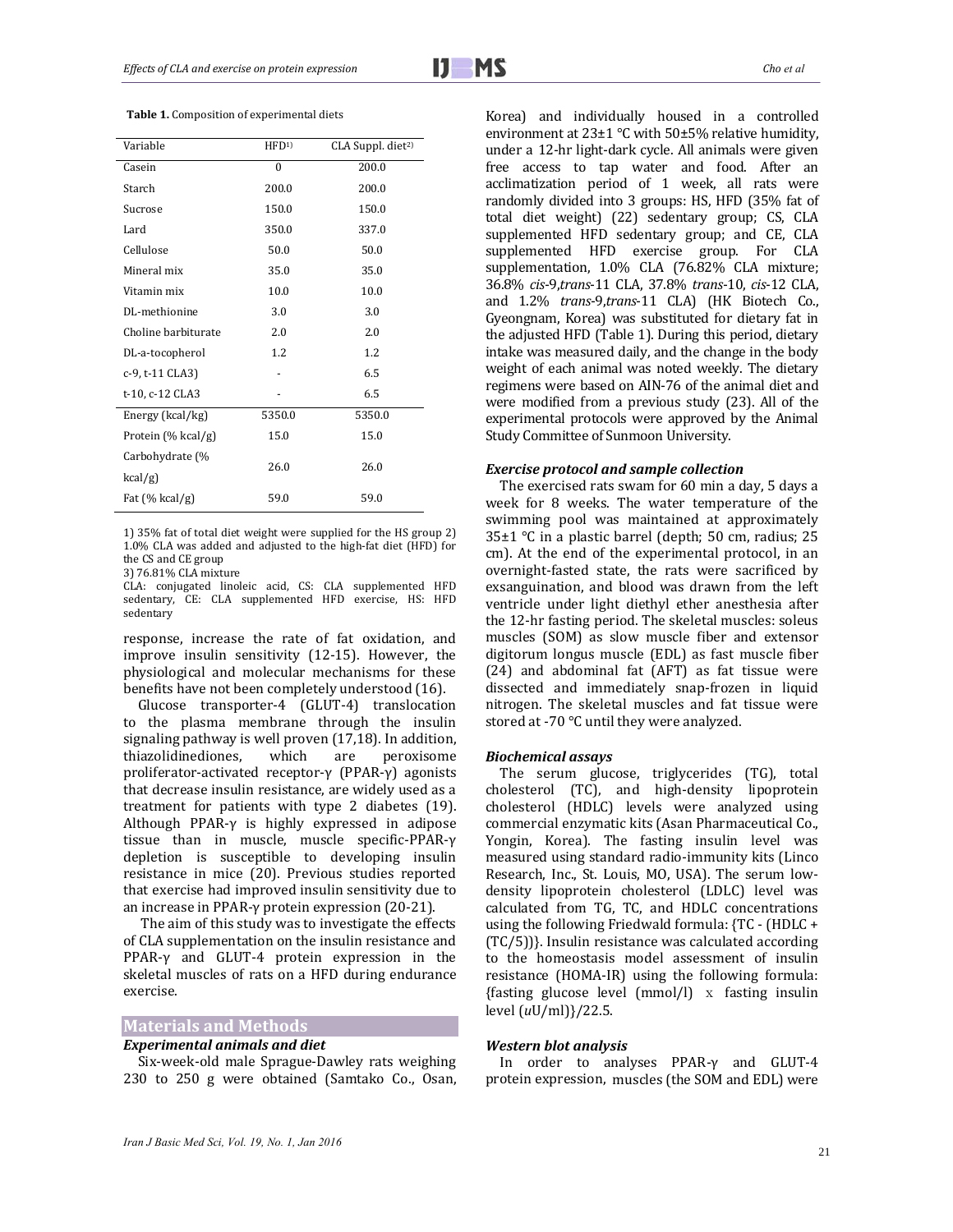**Table 1.** Composition of experimental diets

| Variable | HFD[1)] | CLA Suppl. diet[2)] |
|---|---|---|
| Casein | 0 | 200.0 |
| Starch | 200.0 | 200.0 |
| Sucrose | 150.0 | 150.0 |
| Lard | 350.0 | 337.0 |
| Cellulose | 50.0 | 50.0 |
| Mineral mix | 35.0 | 35.0 |
| Vitamin mix | 10.0 | 10.0 |
| DL-methionine | 3.0 | 3.0 |
| Choline barbiturate | 2.0 | 2.0 |
| DL-a-tocopherol | 1.2 | 1.2 |
| c-9, t-11 CLA3) | - | 6.5 |
| t-10, c-12 CLA3 | - | 6.5 |
| Energy (kcal/kg) | 5350.0 | 5350.0 |
| Protein (% kcal/g) | 15.0 | 15.0 |
| Carbohydrate (% kcal/g) | 26.0 | 26.0 |
| Fat (% kcal/g) | 59.0 | 59.0 |

1) 35% fat of total diet weight were supplied for the HS group 2) 1.0% CLA was added and adjusted to the high-fat diet (HFD) for the CS and CE group
3) 76.81% CLA mixture
CLA: conjugated linoleic acid, CS: CLA supplemented HFD sedentary, CE: CLA supplemented HFD exercise, HS: HFD sedentary

response, increase the rate of fat oxidation, and improve insulin sensitivity (12-15). However, the physiological and molecular mechanisms for these benefits have not been completely understood (16).

Glucose transporter-4 (GLUT-4) translocation to the plasma membrane through the insulin signaling pathway is well proven (17,18). In addition, thiazolidinediones, which are peroxisome proliferator-activated receptor-γ (PPAR-γ) agonists that decrease insulin resistance, are widely used as a treatment for patients with type 2 diabetes (19). Although PPAR-γ is highly expressed in adipose tissue than in muscle, muscle specific-PPAR-γ depletion is susceptible to developing insulin resistance in mice (20). Previous studies reported that exercise had improved insulin sensitivity due to an increase in PPAR-γ protein expression (20-21).

The aim of this study was to investigate the effects of CLA supplementation on the insulin resistance and PPAR-γ and GLUT-4 protein expression in the skeletal muscles of rats on a HFD during endurance exercise.

## Materials and Methods

### *Experimental animals and diet*

Six-week-old male Sprague-Dawley rats weighing 230 to 250 g were obtained (Samtako Co., Osan, Korea) and individually housed in a controlled environment at 23±1 °C with 50±5% relative humidity, under a 12-hr light-dark cycle. All animals were given free access to tap water and food. After an acclimatization period of 1 week, all rats were randomly divided into 3 groups: HS, HFD (35% fat of total diet weight) (22) sedentary group; CS, CLA supplemented HFD sedentary group; and CE, CLA supplemented HFD exercise group. For CLA supplementation, 1.0% CLA (76.82% CLA mixture; 36.8% *cis*-9,*trans*-11 CLA, 37.8% *trans*-10, *cis*-12 CLA, and 1.2% *trans*-9,*trans*-11 CLA) (HK Biotech Co., Gyeongnam, Korea) was substituted for dietary fat in the adjusted HFD (Table 1). During this period, dietary intake was measured daily, and the change in the body weight of each animal was noted weekly. The dietary regimens were based on AIN-76 of the animal diet and were modified from a previous study (23). All of the experimental protocols were approved by the Animal Study Committee of Sunmoon University.

### *Exercise protocol and sample collection*

The exercised rats swam for 60 min a day, 5 days a week for 8 weeks. The water temperature of the swimming pool was maintained at approximately 35±1 °C in a plastic barrel (depth; 50 cm, radius; 25 cm). At the end of the experimental protocol, in an overnight-fasted state, the rats were sacrificed by exsanguination, and blood was drawn from the left ventricle under light diethyl ether anesthesia after the 12-hr fasting period. The skeletal muscles: soleus muscles (SOM) as slow muscle fiber and extensor digitorum longus muscle (EDL) as fast muscle fiber (24) and abdominal fat (AFT) as fat tissue were dissected and immediately snap-frozen in liquid nitrogen. The skeletal muscles and fat tissue were stored at -70 °C until they were analyzed.

### *Biochemical assays*

The serum glucose, triglycerides (TG), total cholesterol (TC), and high-density lipoprotein cholesterol (HDLC) levels were analyzed using commercial enzymatic kits (Asan Pharmaceutical Co., Yongin, Korea). The fasting insulin level was measured using standard radio-immunity kits (Linco Research, Inc., St. Louis, MO, USA). The serum low-density lipoprotein cholesterol (LDLC) level was calculated from TG, TC, and HDLC concentrations using the following Friedwald formula: {TC - (HDLC + (TC/5))}. Insulin resistance was calculated according to the homeostasis model assessment of insulin resistance (HOMA-IR) using the following formula: {fasting glucose level (mmol/l) x fasting insulin level (*u*U/ml)}/22.5.

### *Western blot analysis*

In order to analyses PPAR-γ and GLUT-4 protein expression, muscles (the SOM and EDL) were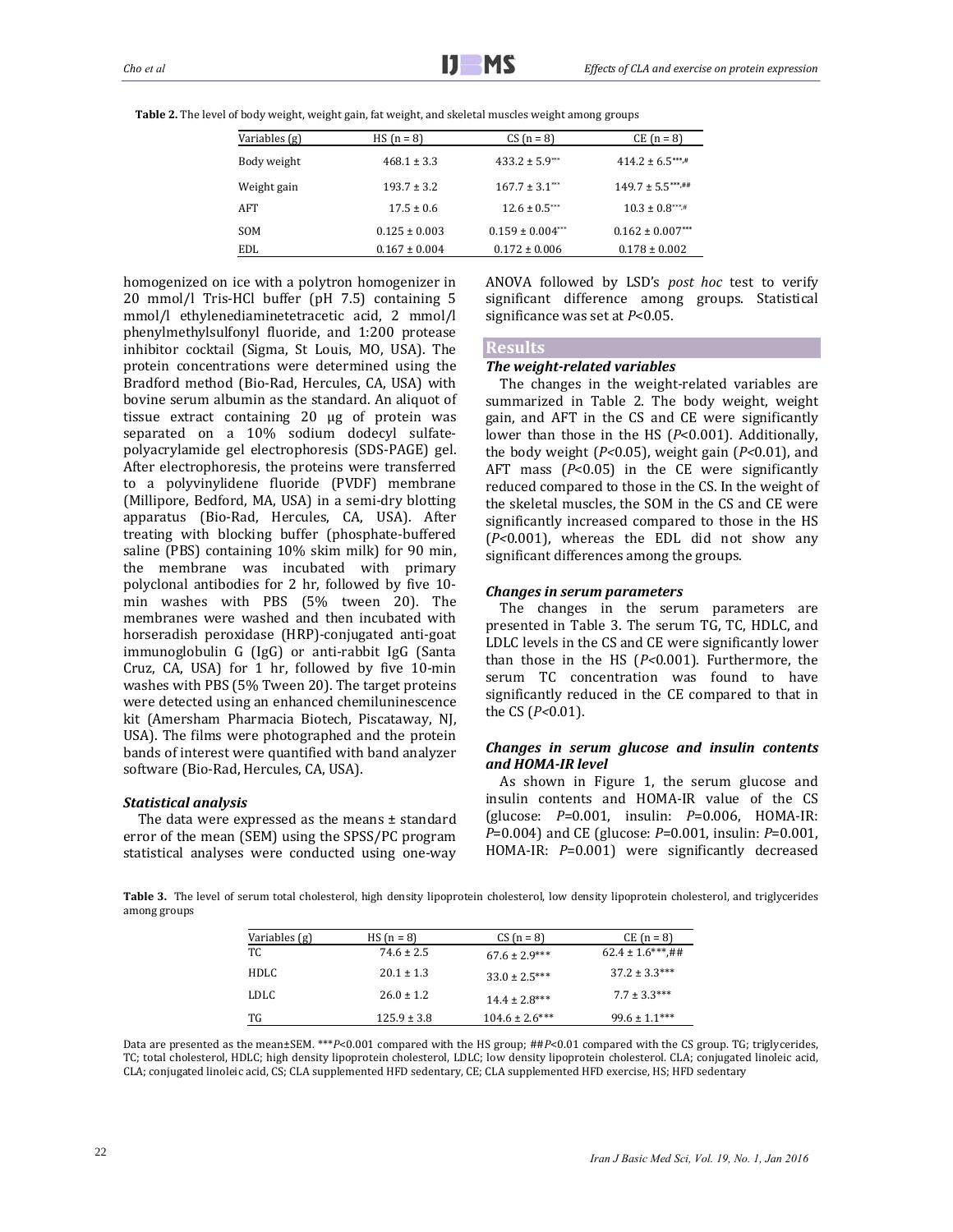**Table 2.** The level of body weight, weight gain, fat weight, and skeletal muscles weight among groups

| Variables (g) | HS (n = 8) | CS (n = 8) | CE (n = 8) |
|---|---|---|---|
| Body weight | 468.1 ± 3.3 | 433.2 ± 5.9*** | 414.2 ± 6.5***,# |
| Weight gain | 193.7 ± 3.2 | 167.7 ± 3.1*** | 149.7 ± 5.5***,## |
| AFT | 17.5 ± 0.6 | 12.6 ± 0.5*** | 10.3 ± 0.8***,# |
| SOM | 0.125 ± 0.003 | 0.159 ± 0.004*** | 0.162 ± 0.007*** |
| EDL | 0.167 ± 0.004 | 0.172 ± 0.006 | 0.178 ± 0.002 |

homogenized on ice with a polytron homogenizer in 20 mmol/l Tris-HCl buffer (pH 7.5) containing 5 mmol/l ethylenediaminetetracetic acid, 2 mmol/l phenylmethylsulfonyl fluoride, and 1:200 protease inhibitor cocktail (Sigma, St Louis, MO, USA). The protein concentrations were determined using the Bradford method (Bio-Rad, Hercules, CA, USA) with bovine serum albumin as the standard. An aliquot of tissue extract containing 20 µg of protein was separated on a 10% sodium dodecyl sulfate-polyacrylamide gel electrophoresis (SDS-PAGE) gel. After electrophoresis, the proteins were transferred to a polyvinylidene fluoride (PVDF) membrane (Millipore, Bedford, MA, USA) in a semi-dry blotting apparatus (Bio-Rad, Hercules, CA, USA). After treating with blocking buffer (phosphate-buffered saline (PBS) containing 10% skim milk) for 90 min, the membrane was incubated with primary polyclonal antibodies for 2 hr, followed by five 10-min washes with PBS (5% tween 20). The membranes were washed and then incubated with horseradish peroxidase (HRP)-conjugated anti-goat immunoglobulin G (IgG) or anti-rabbit IgG (Santa Cruz, CA, USA) for 1 hr, followed by five 10-min washes with PBS (5% Tween 20). The target proteins were detected using an enhanced chemiluninescence kit (Amersham Pharmacia Biotech, Piscataway, NJ, USA). The films were photographed and the protein bands of interest were quantified with band analyzer software (Bio-Rad, Hercules, CA, USA).

### *Statistical analysis*

The data were expressed as the means ± standard error of the mean (SEM) using the SPSS/PC program statistical analyses were conducted using one-way ANOVA followed by LSD's *post hoc* test to verify significant difference among groups. Statistical significance was set at $P<0.05$.

## Results

### *The weight-related variables*

The changes in the weight-related variables are summarized in Table 2. The body weight, weight gain, and AFT in the CS and CE were significantly lower than those in the HS ($P<0.001$). Additionally, the body weight ($P<0.05$), weight gain ($P<0.01$), and AFT mass ($P<0.05$) in the CE were significantly reduced compared to those in the CS. In the weight of the skeletal muscles, the SOM in the CS and CE were significantly increased compared to those in the HS ($P<0.001$), whereas the EDL did not show any significant differences among the groups.

### *Changes in serum parameters*

The changes in the serum parameters are presented in Table 3. The serum TG, TC, HDLC, and LDLC levels in the CS and CE were significantly lower than those in the HS ($P<0.001$). Furthermore, the serum TC concentration was found to have significantly reduced in the CE compared to that in the CS ($P<0.01$).

### *Changes in serum glucose and insulin contents and HOMA-IR level*

As shown in Figure 1, the serum glucose and insulin contents and HOMA-IR value of the CS (glucose: $P=0.001$, insulin: $P=0.006$, HOMA-IR: $P=0.004$) and CE (glucose: $P=0.001$, insulin: $P=0.001$, HOMA-IR: $P=0.001$) were significantly decreased

**Table 3.** The level of serum total cholesterol, high density lipoprotein cholesterol, low density lipoprotein cholesterol, and triglycerides among groups

| Variables (g) | HS (n = 8) | CS (n = 8) | CE (n = 8) |
|---|---|---|---|
| TC | 74.6 ± 2.5 | 67.6 ± 2.9*** | 62.4 ± 1.6***,## |
| HDLC | 20.1 ± 1.3 | 33.0 ± 2.5*** | 37.2 ± 3.3*** |
| LDLC | 26.0 ± 1.2 | 14.4 ± 2.8*** | 7.7 ± 3.3*** |
| TG | 125.9 ± 3.8 | 104.6 ± 2.6*** | 99.6 ± 1.1*** |

Data are presented as the mean±SEM. ***$P<0.001$ compared with the HS group; ##$P<0.01$ compared with the CS group. TG; triglycerides, TC; total cholesterol, HDLC; high density lipoprotein cholesterol, LDLC; low density lipoprotein cholesterol. CLA; conjugated linoleic acid, CLA; conjugated linoleic acid, CS; CLA supplemented HFD sedentary, CE; CLA supplemented HFD exercise, HS; HFD sedentary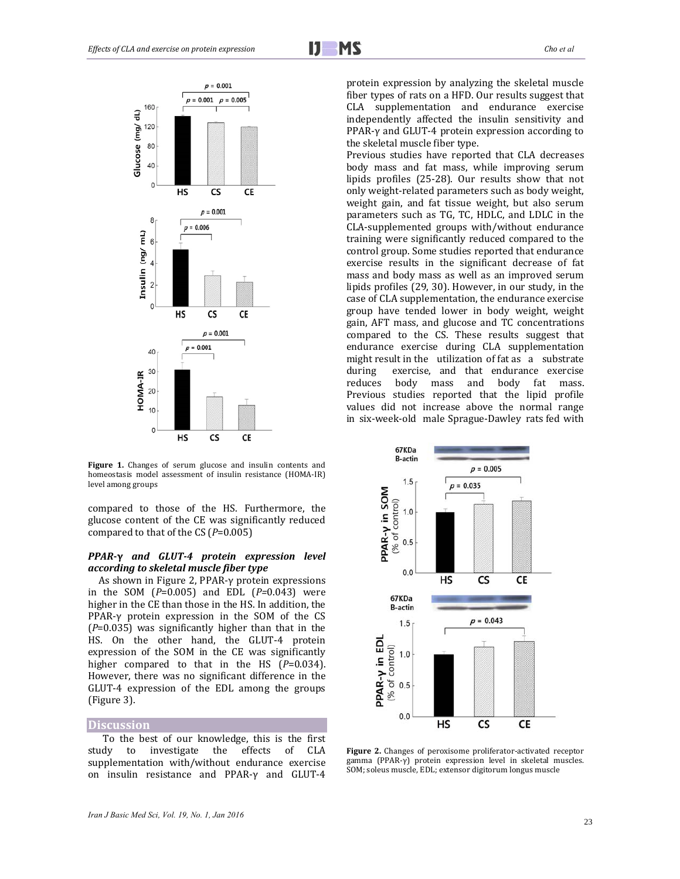**Figure 1.** Changes of serum glucose and insulin contents and homeostasis model assessment of insulin resistance (HOMA-IR) level among groups

compared to those of the HS. Furthermore, the glucose content of the CE was significantly reduced compared to that of the CS ($P$=0.005)

### *PPAR-γ and GLUT-4 protein expression level according to skeletal muscle fiber type*

As shown in Figure 2, PPAR-γ protein expressions in the SOM ($P$=0.005) and EDL ($P$=0.043) were higher in the CE than those in the HS. In addition, the PPAR-γ protein expression in the SOM of the CS ($P$=0.035) was significantly higher than that in the HS. On the other hand, the GLUT-4 protein expression of the SOM in the CE was significantly higher compared to that in the HS ($P$=0.034). However, there was no significant difference in the GLUT-4 expression of the EDL among the groups (Figure 3).

## Discussion

To the best of our knowledge, this is the first study to investigate the effects of CLA supplementation with/without endurance exercise on insulin resistance and PPAR-γ and GLUT-4 protein expression by analyzing the skeletal muscle fiber types of rats on a HFD. Our results suggest that CLA supplementation and endurance exercise independently affected the insulin sensitivity and PPAR-γ and GLUT-4 protein expression according to the skeletal muscle fiber type.

Previous studies have reported that CLA decreases body mass and fat mass, while improving serum lipids profiles (25-28). Our results show that not only weight-related parameters such as body weight, weight gain, and fat tissue weight, but also serum parameters such as TG, TC, HDLC, and LDLC in the CLA-supplemented groups with/without endurance training were significantly reduced compared to the control group. Some studies reported that endurance exercise results in the significant decrease of fat mass and body mass as well as an improved serum lipids profiles (29, 30). However, in our study, in the case of CLA supplementation, the endurance exercise group have tended lower in body weight, weight gain, AFT mass, and glucose and TC concentrations compared to the CS. These results suggest that endurance exercise during CLA supplementation might result in the utilization of fat as a substrate during exercise, and that endurance exercise reduces body mass and body fat mass. Previous studies reported that the lipid profile values did not increase above the normal range in six-week-old male Sprague-Dawley rats fed with

**Figure 2.** Changes of peroxisome proliferator-activated receptor gamma (PPAR-γ) protein expression level in skeletal muscles. SOM; soleus muscle, EDL; extensor digitorum longus muscle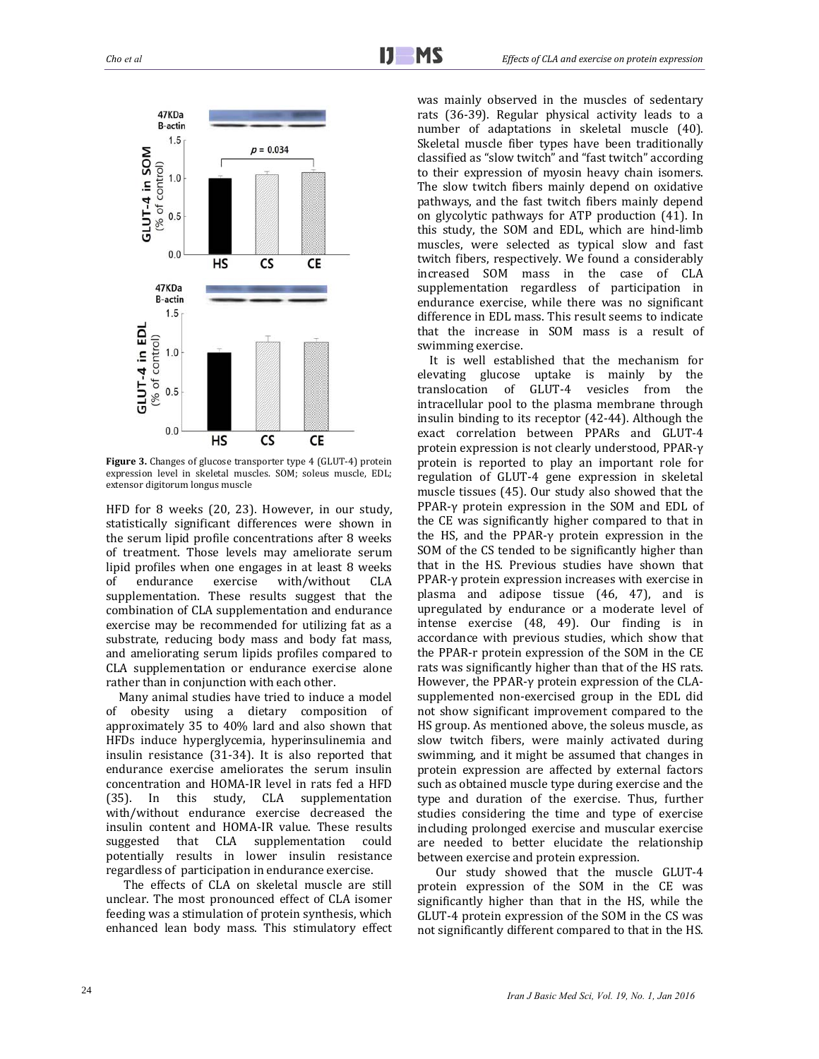Figure 3. Changes of glucose transporter type 4 (GLUT-4) protein expression level in skeletal muscles. SOM; soleus muscle, EDL; extensor digitorum longus muscle

HFD for 8 weeks (20, 23). However, in our study, statistically significant differences were shown in the serum lipid profile concentrations after 8 weeks of treatment. Those levels may ameliorate serum lipid profiles when one engages in at least 8 weeks of endurance exercise with/without CLA supplementation. These results suggest that the combination of CLA supplementation and endurance exercise may be recommended for utilizing fat as a substrate, reducing body mass and body fat mass, and ameliorating serum lipids profiles compared to CLA supplementation or endurance exercise alone rather than in conjunction with each other.

Many animal studies have tried to induce a model of obesity using a dietary composition of approximately 35 to 40% lard and also shown that HFDs induce hyperglycemia, hyperinsulinemia and insulin resistance (31-34). It is also reported that endurance exercise ameliorates the serum insulin concentration and HOMA-IR level in rats fed a HFD (35). In this study, CLA supplementation with/without endurance exercise decreased the insulin content and HOMA-IR value. These results suggested that CLA supplementation could potentially results in lower insulin resistance regardless of participation in endurance exercise.

The effects of CLA on skeletal muscle are still unclear. The most pronounced effect of CLA isomer feeding was a stimulation of protein synthesis, which enhanced lean body mass. This stimulatory effect was mainly observed in the muscles of sedentary rats (36-39). Regular physical activity leads to a number of adaptations in skeletal muscle (40). Skeletal muscle fiber types have been traditionally classified as "slow twitch" and "fast twitch" according to their expression of myosin heavy chain isomers. The slow twitch fibers mainly depend on oxidative pathways, and the fast twitch fibers mainly depend on glycolytic pathways for ATP production (41). In this study, the SOM and EDL, which are hind-limb muscles, were selected as typical slow and fast twitch fibers, respectively. We found a considerably increased SOM mass in the case of CLA supplementation regardless of participation in endurance exercise, while there was no significant difference in EDL mass. This result seems to indicate that the increase in SOM mass is a result of swimming exercise.

It is well established that the mechanism for elevating glucose uptake is mainly by the translocation of GLUT-4 vesicles from the intracellular pool to the plasma membrane through insulin binding to its receptor (42-44). Although the exact correlation between PPARs and GLUT-4 protein expression is not clearly understood, PPAR-γ protein is reported to play an important role for regulation of GLUT-4 gene expression in skeletal muscle tissues (45). Our study also showed that the PPAR-γ protein expression in the SOM and EDL of the CE was significantly higher compared to that in the HS, and the PPAR-γ protein expression in the SOM of the CS tended to be significantly higher than that in the HS. Previous studies have shown that PPAR-γ protein expression increases with exercise in plasma and adipose tissue (46, 47), and is upregulated by endurance or a moderate level of intense exercise (48, 49). Our finding is in accordance with previous studies, which show that the PPAR-r protein expression of the SOM in the CE rats was significantly higher than that of the HS rats. However, the PPAR-γ protein expression of the CLA-supplemented non-exercised group in the EDL did not show significant improvement compared to the HS group. As mentioned above, the soleus muscle, as slow twitch fibers, were mainly activated during swimming, and it might be assumed that changes in protein expression are affected by external factors such as obtained muscle type during exercise and the type and duration of the exercise. Thus, further studies considering the time and type of exercise including prolonged exercise and muscular exercise are needed to better elucidate the relationship between exercise and protein expression.

Our study showed that the muscle GLUT-4 protein expression of the SOM in the CE was significantly higher than that in the HS, while the GLUT-4 protein expression of the SOM in the CS was not significantly different compared to that in the HS.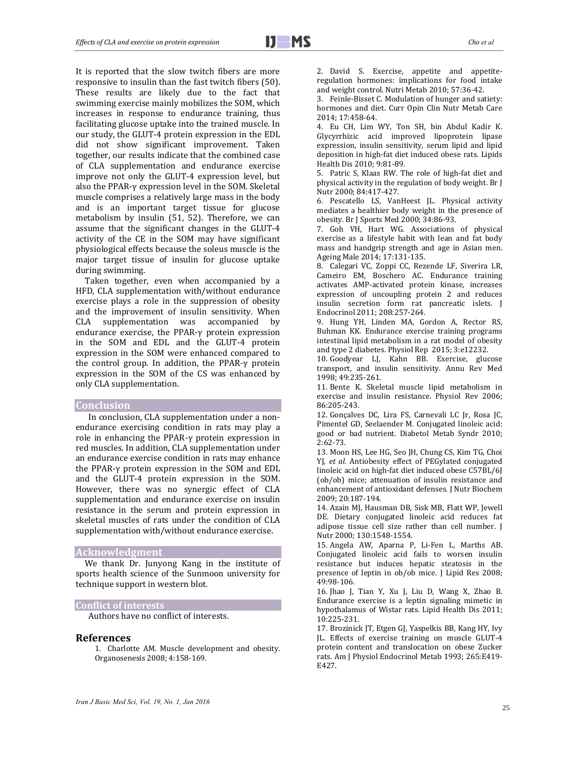It is reported that the slow twitch fibers are more responsive to insulin than the fast twitch fibers (50). These results are likely due to the fact that swimming exercise mainly mobilizes the SOM, which increases in response to endurance training, thus facilitating glucose uptake into the trained muscle. In our study, the GLUT-4 protein expression in the EDL did not show significant improvement. Taken together, our results indicate that the combined case of CLA supplementation and endurance exercise improve not only the GLUT-4 expression level, but also the PPAR-γ expression level in the SOM. Skeletal muscle comprises a relatively large mass in the body and is an important target tissue for glucose metabolism by insulin (51, 52). Therefore, we can assume that the significant changes in the GLUT-4 activity of the CE in the SOM may have significant physiological effects because the soleus muscle is the major target tissue of insulin for glucose uptake during swimming.

Taken together, even when accompanied by a HFD, CLA supplementation with/without endurance exercise plays a role in the suppression of obesity and the improvement of insulin sensitivity. When CLA supplementation was accompanied by endurance exercise, the PPAR-γ protein expression in the SOM and EDL and the GLUT-4 protein expression in the SOM were enhanced compared to the control group. In addition, the PPAR-γ protein expression in the SOM of the CS was enhanced by only CLA supplementation.

## Conclusion

In conclusion, CLA supplementation under a non-endurance exercising condition in rats may play a role in enhancing the PPAR-γ protein expression in red muscles. In addition, CLA supplementation under an endurance exercise condition in rats may enhance the PPAR-γ protein expression in the SOM and EDL and the GLUT-4 protein expression in the SOM. However, there was no synergic effect of CLA supplementation and endurance exercise on insulin resistance in the serum and protein expression in skeletal muscles of rats under the condition of CLA supplementation with/without endurance exercise.

## Acknowledgment

We thank Dr. Junyong Kang in the institute of sports health science of the Sunmoon university for technique support in western blot.

## Conflict of interests

Authors have no conflict of interests.

## References

1. Charlotte AM. Muscle development and obesity. Organosenesis 2008; 4:158-169.
2. David S. Exercise, appetite and appetite-regulation hormones: implications for food intake and weight control. Nutri Metab 2010; 57:36-42.
3. Feinle-Bisset C. Modulation of hunger and satiety: hormones and diet. Curr Opin Clin Nutr Metab Care 2014; 17:458-64.
4. Eu CH, Lim WY, Ton SH, bin Abdul Kadir K. Glycyrrhizic acid improved lipoprotein lipase expression, insulin sensitivity, serum lipid and lipid deposition in high-fat diet induced obese rats. Lipids Health Dis 2010; 9:81-89.
5. Patric S, Klaas RW. The role of high-fat diet and physical activity in the regulation of body weight. Br J Nutr 2000; 84:417-427.
6. Pescatello LS, VanHeest JL. Physical activity mediates a healthier body weight in the presence of obesity. Br J Sports Med 2000; 34:86-93.
7. Goh VH, Hart WG. Associations of physical exercise as a lifestyle habit with lean and fat body mass and handgrip strength and age in Asian men. Ageing Male 2014; 17:131-135.
8. Calegari VC, Zoppi CC, Rezende LF, Siverira LR, Cameiro EM, Boschero AC. Endurance training activates AMP-activated protein kinase, increases expression of uncoupling protein 2 and reduces insulin secretion form rat pancreatic islets. J Endocrinol 2011; 208:257-264.
9. Hung YH, Linden MA, Gordon A, Rector RS, Buhman KK. Endurance exercise training programs intestinal lipid metabolism in a rat model of obesity and type 2 diabetes. Physiol Rep 2015; 3:e12232.
10. Goodyear LJ, Kahn BB. Exercise, glucose transport, and insulin sensitivity. Annu Rev Med 1998; 49:235-261.
11. Bente K. Skeletal muscle lipid metabolism in exercise and insulin resistance. Physiol Rev 2006; 86:205-243.
12. Gonçalves DC, Lira FS, Carnevali LC Jr, Rosa JC, Pimentel GD, Seelaender M. Conjugated linoleic acid: good or bad nutrient. Diabetol Metab Syndr 2010; 2:62-73.
13. Moon HS, Lee HG, Seo JH, Chung CS, Kim TG, Choi YJ, *et al*. Antiobesity effect of PEGylated conjugated linoleic acid on high-fat diet induced obese C57BL/6J (ob/ob) mice; attenuation of insulin resistance and enhancement of antioxidant defenses. J Nutr Biochem 2009; 20:187-194.
14. Azain MJ, Hausman DB, Sisk MB, Flatt WP, Jewell DE. Dietary conjugated linoleic acid reduces fat adipose tissue cell size rather than cell number. J Nutr 2000; 130:1548-1554.
15. Angela AW, Aparna P, Li-Fen L, Marths AB. Conjugated linoleic acid fails to worsen insulin resistance but induces hepatic steatosis in the presence of leptin in ob/ob mice. J Lipid Res 2008; 49:98-106.
16. Jhao J, Tian Y, Xu J, Liu D, Wang X, Zhao B. Endurance exercise is a leptin signaling mimetic in hypothalamus of Wistar rats. Lipid Health Dis 2011; 10:225-231.
17. Brozinick JT, Etgen GJ, Yaspelkis BB, Kang HY, Ivy JL. Effects of exercise training on muscle GLUT-4 protein content and translocation on obese Zucker rats. Am J Physiol Endocrinol Metab 1993; 265:E419-E427.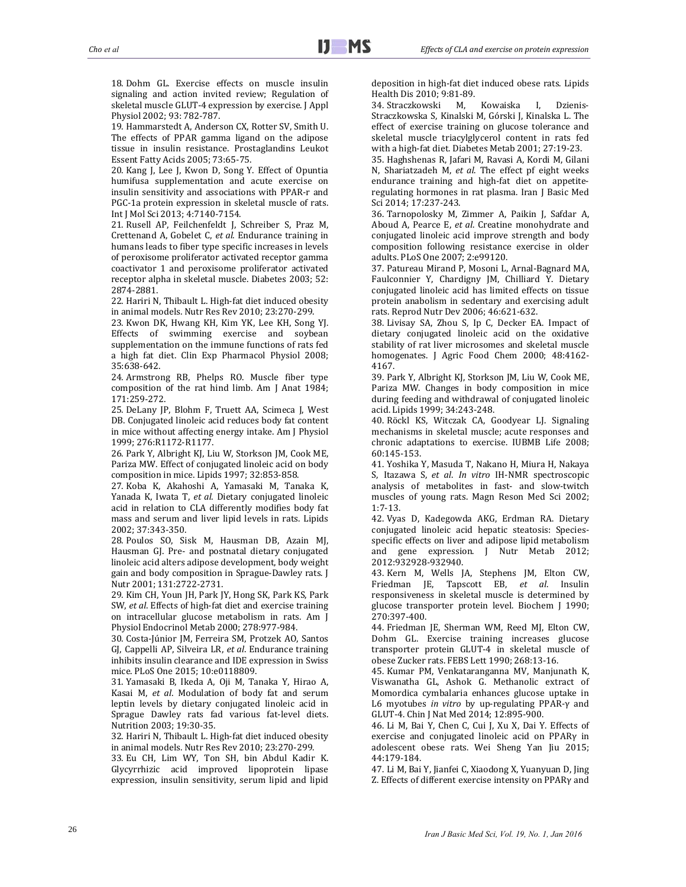18. Dohm GL. Exercise effects on muscle insulin signaling and action invited review; Regulation of skeletal muscle GLUT-4 expression by exercise. J Appl Physiol 2002; 93: 782-787.

19. Hammarstedt A, Anderson CX, Rotter SV, Smith U. The effects of PPAR gamma ligand on the adipose tissue in insulin resistance. Prostaglandins Leukot Essent Fatty Acids 2005; 73:65-75.

20. Kang J, Lee J, Kwon D, Song Y. Effect of Opuntia humifusa supplementation and acute exercise on insulin sensitivity and associations with PPAR-r and PGC-1a protein expression in skeletal muscle of rats. Int J Mol Sci 2013; 4:7140-7154.

21. Rusell AP, Feilchenfeldt J, Schreiber S, Praz M, Crettenand A, Gobelet C, *et al*. Endurance training in humans leads to fiber type specific increases in levels of peroxisome proliferator activated receptor gamma coactivator 1 and peroxisome proliferator activated receptor alpha in skeletal muscle. Diabetes 2003; 52: 2874-2881.

22. Hariri N, Thibault L. High-fat diet induced obesity in animal models. Nutr Res Rev 2010; 23:270-299.

23. Kwon DK, Hwang KH, Kim YK, Lee KH, Song YJ. Effects of swimming exercise and soybean supplementation on the immune functions of rats fed a high fat diet. Clin Exp Pharmacol Physiol 2008; 35:638-642.

24. Armstrong RB, Phelps RO. Muscle fiber type composition of the rat hind limb. Am J Anat 1984; 171:259-272.

25. DeLany JP, Blohm F, Truett AA, Scimeca J, West DB. Conjugated linoleic acid reduces body fat content in mice without affecting energy intake. Am J Physiol 1999; 276:R1172-R1177.

26. Park Y, Albright KJ, Liu W, Storkson JM, Cook ME, Pariza MW. Effect of conjugated linoleic acid on body composition in mice. Lipids 1997; 32:853-858.

27. Koba K, Akahoshi A, Yamasaki M, Tanaka K, Yanada K, Iwata T, *et al*. Dietary conjugated linoleic acid in relation to CLA differently modifies body fat mass and serum and liver lipid levels in rats. Lipids 2002; 37:343-350.

28. Poulos SO, Sisk M, Hausman DB, Azain MJ, Hausman GJ. Pre- and postnatal dietary conjugated linoleic acid alters adipose development, body weight gain and body composition in Sprague-Dawley rats. J Nutr 2001; 131:2722-2731.

29. Kim CH, Youn JH, Park JY, Hong SK, Park KS, Park SW, *et al*. Effects of high-fat diet and exercise training on intracellular glucose metabolism in rats. Am J Physiol Endocrinol Metab 2000; 278:977-984.

30. Costa-Júnior JM, Ferreira SM, Protzek AO, Santos GJ, Cappelli AP, Silveira LR, *et al*. Endurance training inhibits insulin clearance and IDE expression in Swiss mice. PLoS One 2015; 10:e0118809.

31. Yamasaki B, Ikeda A, Oji M, Tanaka Y, Hirao A, Kasai M, *et al*. Modulation of body fat and serum leptin levels by dietary conjugated linoleic acid in Sprague Dawley rats fad various fat-level diets. Nutrition 2003; 19:30-35.

32. Hariri N, Thibault L. High-fat diet induced obesity in animal models. Nutr Res Rev 2010; 23:270-299.

33. Eu CH, Lim WY, Ton SH, bin Abdul Kadir K. Glycyrrhizic acid improved lipoprotein lipase expression, insulin sensitivity, serum lipid and lipid deposition in high-fat diet induced obese rats. Lipids Health Dis 2010; 9:81-89.

34. Straczkowski M, Kowaiska I, Dzienis-Straczkowska S, Kinalski M, Górski J, Kinalska L. The effect of exercise training on glucose tolerance and skeletal muscle triacylglycerol content in rats fed with a high-fat diet. Diabetes Metab 2001; 27:19-23.

35. Haghshenas R, Jafari M, Ravasi A, Kordi M, Gilani N, Shariatzadeh M, *et al*. The effect pf eight weeks endurance training and high-fat diet on appetite-regulating hormones in rat plasma. Iran J Basic Med Sci 2014; 17:237-243.

36. Tarnopolosky M, Zimmer A, Paikin J, Safdar A, Aboud A, Pearce E, *et al*. Creatine monohydrate and conjugated linoleic acid improve strength and body composition following resistance exercise in older adults. PLoS One 2007; 2:e99120.

37. Patureau Mirand P, Mosoni L, Arnal-Bagnard MA, Faulconnier Y, Chardigny JM, Chilliard Y. Dietary conjugated linoleic acid has limited effects on tissue protein anabolism in sedentary and exercising adult rats. Reprod Nutr Dev 2006; 46:621-632.

38. Livisay SA, Zhou S, Ip C, Decker EA. Impact of dietary conjugated linoleic acid on the oxidative stability of rat liver microsomes and skeletal muscle homogenates. J Agric Food Chem 2000; 48:4162-4167.

39. Park Y, Albright KJ, Storkson JM, Liu W, Cook ME, Pariza MW. Changes in body composition in mice during feeding and withdrawal of conjugated linoleic acid. Lipids 1999; 34:243-248.

40. Röckl KS, Witczak CA, Goodyear LJ. Signaling mechanisms in skeletal muscle; acute responses and chronic adaptations to exercise. IUBMB Life 2008; 60:145-153.

41. Yoshika Y, Masuda T, Nakano H, Miura H, Nakaya S, Itazawa S, *et al*. *In vitro* IH-NMR spectroscopic analysis of metabolites in fast- and slow-twitch muscles of young rats. Magn Reson Med Sci 2002; 1:7-13.

42. Vyas D, Kadegowda AKG, Erdman RA. Dietary conjugated linoleic acid hepatic steatosis: Species-specific effects on liver and adipose lipid metabolism and gene expression. J Nutr Metab 2012; 2012:932928-932940.

43. Kern M, Wells JA, Stephens JM, Elton CW, Friedman JE, Tapscott EB, *et al*. Insulin responsiveness in skeletal muscle is determined by glucose transporter protein level. Biochem J 1990; 270:397-400.

44. Friedman JE, Sherman WM, Reed MJ, Elton CW, Dohm GL. Exercise training increases glucose transporter protein GLUT-4 in skeletal muscle of obese Zucker rats. FEBS Lett 1990; 268:13-16.

45. Kumar PM, Venkataranganna MV, Manjunath K, Viswanatha GL, Ashok G. Methanolic extract of Momordica cymbalaria enhances glucose uptake in L6 myotubes *in vitro* by up-regulating PPAR-γ and GLUT-4. Chin J Nat Med 2014; 12:895-900.

46. Li M, Bai Y, Chen C, Cui J, Xu X, Dai Y. Effects of exercise and conjugated linoleic acid on PPARγ in adolescent obese rats. Wei Sheng Yan Jiu 2015; 44:179-184.

47. Li M, Bai Y, Jianfei C, Xiaodong X, Yuanyuan D, Jing Z. Effects of different exercise intensity on PPARγ and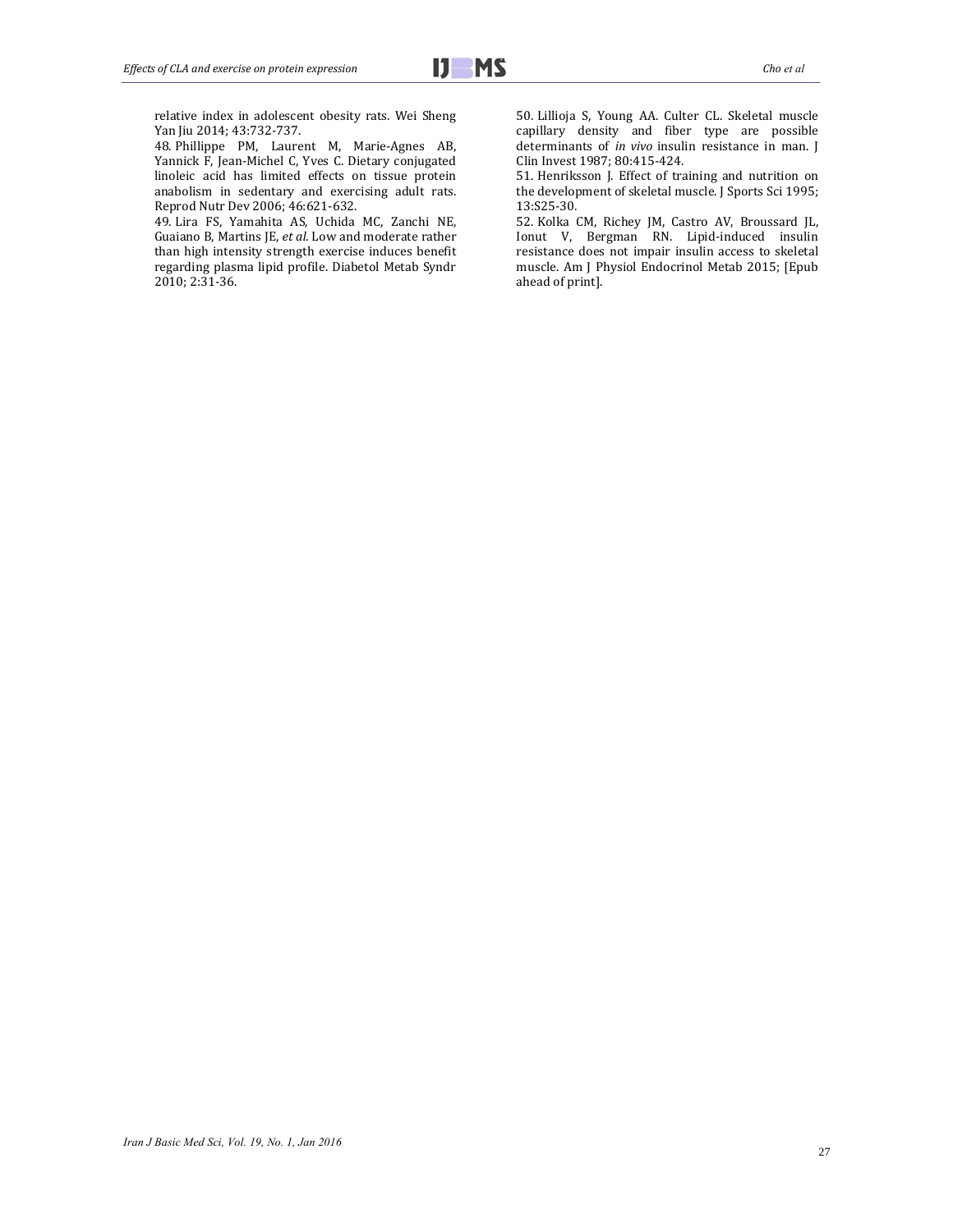relative index in adolescent obesity rats. Wei Sheng Yan Jiu 2014; 43:732-737.

48. Phillippe PM, Laurent M, Marie-Agnes AB, Yannick F, Jean-Michel C, Yves C. Dietary conjugated linoleic acid has limited effects on tissue protein anabolism in sedentary and exercising adult rats. Reprod Nutr Dev 2006; 46:621-632.

49. Lira FS, Yamahita AS, Uchida MC, Zanchi NE, Guaiano B, Martins JE, *et al*. Low and moderate rather than high intensity strength exercise induces benefit regarding plasma lipid profile. Diabetol Metab Syndr 2010; 2:31-36.

50. Lillioja S, Young AA. Culter CL. Skeletal muscle capillary density and fiber type are possible determinants of *in vivo* insulin resistance in man. J Clin Invest 1987; 80:415-424.

51. Henriksson J. Effect of training and nutrition on the development of skeletal muscle. J Sports Sci 1995; 13:S25-30.

52. Kolka CM, Richey JM, Castro AV, Broussard JL, Ionut V, Bergman RN. Lipid-induced insulin resistance does not impair insulin access to skeletal muscle. Am J Physiol Endocrinol Metab 2015; [Epub ahead of print].